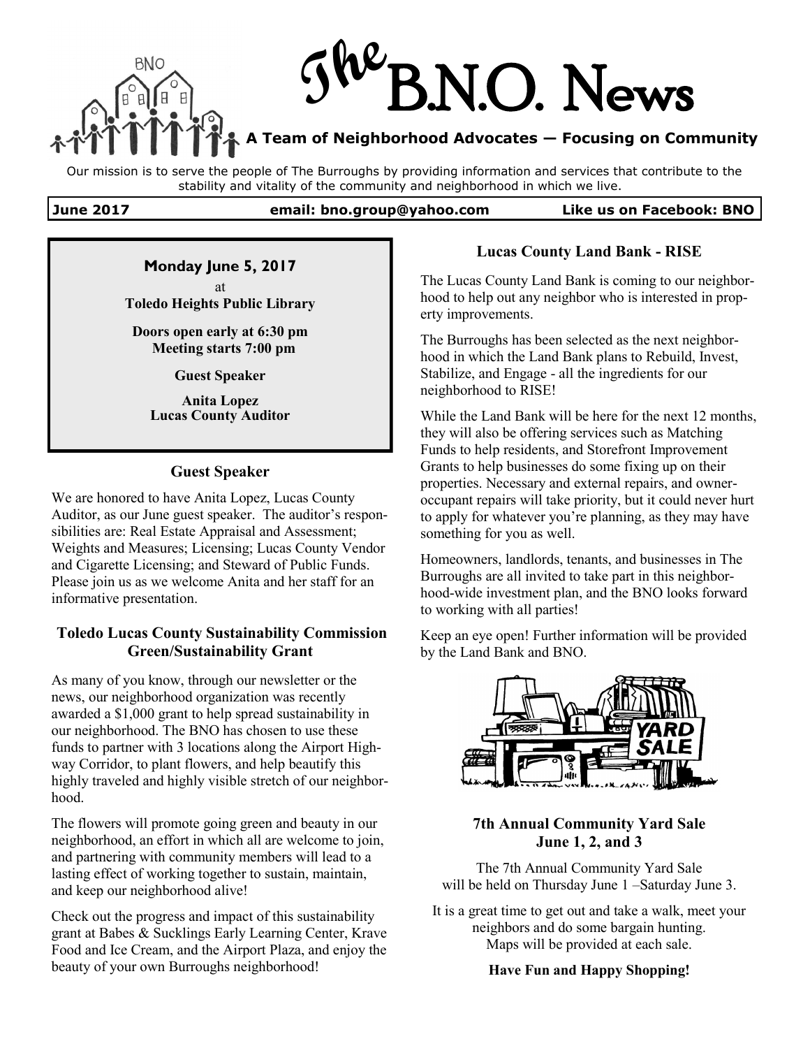# The B.N.O. News

**A Team of Neighborhood Advocates — Focusing on Community**

Our mission is to serve the people of The Burroughs by providing information and services that contribute to the stability and vitality of the community and neighborhood in which we live.

**June 2017** | **email: bno.group@yahoo.com** | **Like us on Facebook: BNO**

---

**Monday June 5, 2017**

at

**Toledo Heights Public Library**

**Doors open early at 6:30 pm**
**Meeting starts 7:00 pm**

**Guest Speaker**

**Anita Lopez**
**Lucas County Auditor**

---

### Guest Speaker

We are honored to have Anita Lopez, Lucas County Auditor, as our June guest speaker. The auditor's responsibilities are: Real Estate Appraisal and Assessment; Weights and Measures; Licensing; Lucas County Vendor and Cigarette Licensing; and Steward of Public Funds. Please join us as we welcome Anita and her staff for an informative presentation.

### Toledo Lucas County Sustainability Commission Green/Sustainability Grant

As many of you know, through our newsletter or the news, our neighborhood organization was recently awarded a $1,000 grant to help spread sustainability in our neighborhood. The BNO has chosen to use these funds to partner with 3 locations along the Airport Highway Corridor, to plant flowers, and help beautify this highly traveled and highly visible stretch of our neighborhood.

The flowers will promote going green and beauty in our neighborhood, an effort in which all are welcome to join, and partnering with community members will lead to a lasting effect of working together to sustain, maintain, and keep our neighborhood alive!

Check out the progress and impact of this sustainability grant at Babes & Sucklings Early Learning Center, Krave Food and Ice Cream, and the Airport Plaza, and enjoy the beauty of your own Burroughs neighborhood!

### Lucas County Land Bank - RISE

The Lucas County Land Bank is coming to our neighborhood to help out any neighbor who is interested in property improvements.

The Burroughs has been selected as the next neighborhood in which the Land Bank plans to Rebuild, Invest, Stabilize, and Engage - all the ingredients for our neighborhood to RISE!

While the Land Bank will be here for the next 12 months, they will also be offering services such as Matching Funds to help residents, and Storefront Improvement Grants to help businesses do some fixing up on their properties. Necessary and external repairs, and owner-occupant repairs will take priority, but it could never hurt to apply for whatever you're planning, as they may have something for you as well.

Homeowners, landlords, tenants, and businesses in The Burroughs are all invited to take part in this neighborhood-wide investment plan, and the BNO looks forward to working with all parties!

Keep an eye open! Further information will be provided by the Land Bank and BNO.

### 7th Annual Community Yard Sale
### June 1, 2, and 3

The 7th Annual Community Yard Sale will be held on Thursday June 1 –Saturday June 3.

It is a great time to get out and take a walk, meet your neighbors and do some bargain hunting. Maps will be provided at each sale.

**Have Fun and Happy Shopping!**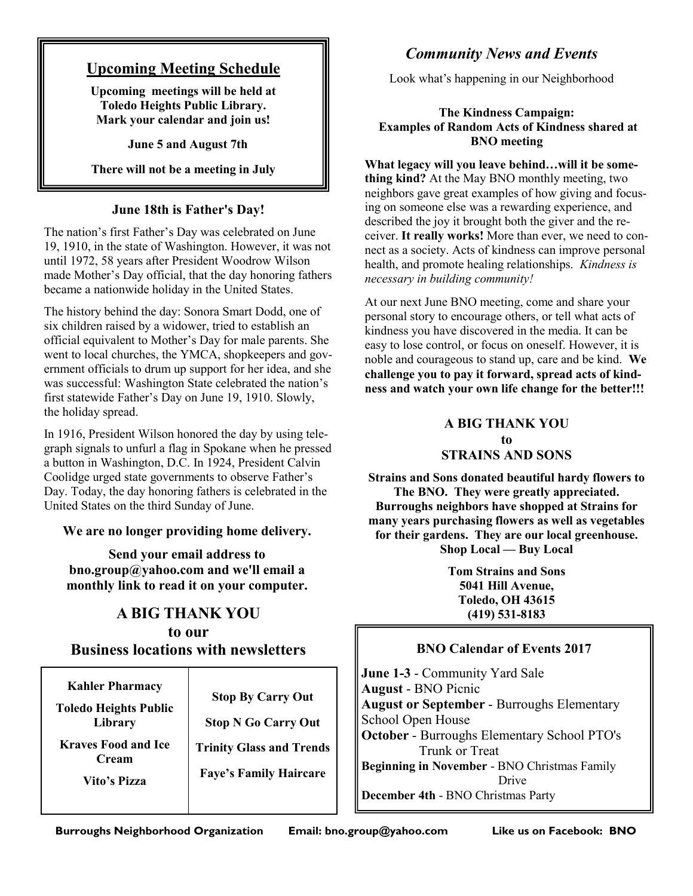## Upcoming Meeting Schedule

**Upcoming meetings will be held at Toledo Heights Public Library. Mark your calendar and join us!**

**June 5 and August 7th**

**There will not be a meeting in July**

### June 18th is Father's Day!

The nation's first Father's Day was celebrated on June 19, 1910, in the state of Washington. However, it was not until 1972, 58 years after President Woodrow Wilson made Mother's Day official, that the day honoring fathers became a nationwide holiday in the United States.

The history behind the day: Sonora Smart Dodd, one of six children raised by a widower, tried to establish an official equivalent to Mother's Day for male parents. She went to local churches, the YMCA, shopkeepers and government officials to drum up support for her idea, and she was successful: Washington State celebrated the nation's first statewide Father's Day on June 19, 1910. Slowly, the holiday spread.

In 1916, President Wilson honored the day by using telegraph signals to unfurl a flag in Spokane when he pressed a button in Washington, D.C. In 1924, President Calvin Coolidge urged state governments to observe Father's Day. Today, the day honoring fathers is celebrated in the United States on the third Sunday of June.

**We are no longer providing home delivery.**

**Send your email address to bno.group@yahoo.com and we'll email a monthly link to read it on your computer.**

## A BIG THANK YOU to our Business locations with newsletters

| | |
|---|---|
| **Kahler Pharmacy** | **Stop By Carry Out** |
| **Toledo Heights Public Library** | **Stop N Go Carry Out** |
| **Kraves Food and Ice Cream** | **Trinity Glass and Trends** |
| **Vito's Pizza** | **Faye's Family Haircare** |

## *Community News and Events*

Look what's happening in our Neighborhood

### The Kindness Campaign: Examples of Random Acts of Kindness shared at BNO meeting

**What legacy will you leave behind…will it be something kind?** At the May BNO monthly meeting, two neighbors gave great examples of how giving and focusing on someone else was a rewarding experience, and described the joy it brought both the giver and the receiver. **It really works!** More than ever, we need to connect as a society. Acts of kindness can improve personal health, and promote healing relationships. *Kindness is necessary in building community!*

At our next June BNO meeting, come and share your personal story to encourage others, or tell what acts of kindness you have discovered in the media. It can be easy to lose control, or focus on oneself. However, it is noble and courageous to stand up, care and be kind. **We challenge you to pay it forward, spread acts of kindness and watch your own life change for the better!!!**

### A BIG THANK YOU to STRAINS AND SONS

**Strains and Sons donated beautiful hardy flowers to The BNO. They were greatly appreciated. Burroughs neighbors have shopped at Strains for many years purchasing flowers as well as vegetables for their gardens. They are our local greenhouse. Shop Local — Buy Local**

**Tom Strains and Sons**
**5041 Hill Avenue,**
**Toledo, OH 43615**
**(419) 531-8183**

### BNO Calendar of Events 2017

**June 1-3** - Community Yard Sale
**August** - BNO Picnic
**August or September** - Burroughs Elementary School Open House
**October** - Burroughs Elementary School PTO's Trunk or Treat
**Beginning in November** - BNO Christmas Family Drive
**December 4th** - BNO Christmas Party

**Burroughs Neighborhood Organization** **Email: bno.group@yahoo.com** **Like us on Facebook: BNO**